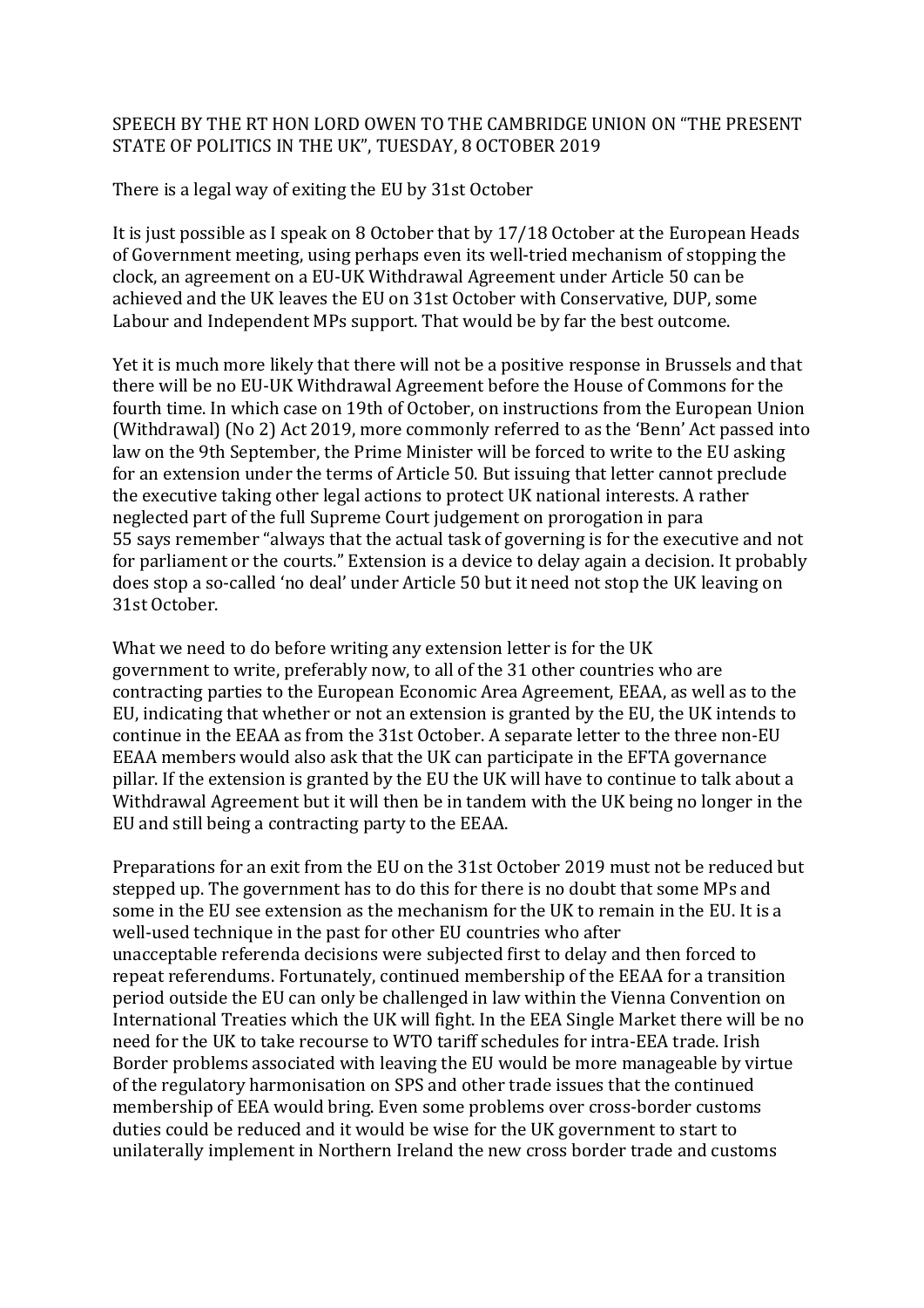SPEECH BY THE RT HON LORD OWEN TO THE CAMBRIDGE UNION ON "THE PRESENT STATE OF POLITICS IN THE UK", TUESDAY, 8 OCTOBER 2019

There is a legal way of exiting the EU by 31st October

It is just possible as I speak on 8 October that by 17/18 October at the European Heads of Government meeting, using perhaps even its well-tried mechanism of stopping the clock, an agreement on a EU-UK Withdrawal Agreement under Article 50 can be achieved and the UK leaves the EU on 31st October with Conservative, DUP, some Labour and Independent MPs support. That would be by far the best outcome.

Yet it is much more likely that there will not be a positive response in Brussels and that there will be no EU-UK Withdrawal Agreement before the House of Commons for the fourth time. In which case on 19th of October, on instructions from the European Union (Withdrawal) (No 2) Act 2019, more commonly referred to as the 'Benn' Act passed into law on the 9th September, the Prime Minister will be forced to write to the EU asking for an extension under the terms of Article 50. But issuing that letter cannot preclude the executive taking other legal actions to protect UK national interests. A rather neglected part of the full Supreme Court judgement on prorogation in para 55 says remember "always that the actual task of governing is for the executive and not for parliament or the courts." Extension is a device to delay again a decision. It probably does stop a so-called 'no deal' under Article 50 but it need not stop the UK leaving on 31st October.

What we need to do before writing any extension letter is for the UK government to write, preferably now, to all of the 31 other countries who are contracting parties to the European Economic Area Agreement, EEAA, as well as to the EU, indicating that whether or not an extension is granted by the EU, the UK intends to continue in the EEAA as from the 31st October. A separate letter to the three non-EU EEAA members would also ask that the UK can participate in the EFTA governance pillar. If the extension is granted by the EU the UK will have to continue to talk about a Withdrawal Agreement but it will then be in tandem with the UK being no longer in the EU and still being a contracting party to the EEAA.

Preparations for an exit from the EU on the 31st October 2019 must not be reduced but stepped up. The government has to do this for there is no doubt that some MPs and some in the EU see extension as the mechanism for the UK to remain in the EU. It is a well-used technique in the past for other EU countries who after unacceptable referenda decisions were subjected first to delay and then forced to repeat referendums. Fortunately, continued membership of the EEAA for a transition period outside the EU can only be challenged in law within the Vienna Convention on International Treaties which the UK will fight. In the EEA Single Market there will be no need for the UK to take recourse to WTO tariff schedules for intra-EEA trade. Irish Border problems associated with leaving the EU would be more manageable by virtue of the regulatory harmonisation on SPS and other trade issues that the continued membership of EEA would bring. Even some problems over cross-border customs duties could be reduced and it would be wise for the UK government to start to unilaterally implement in Northern Ireland the new cross border trade and customs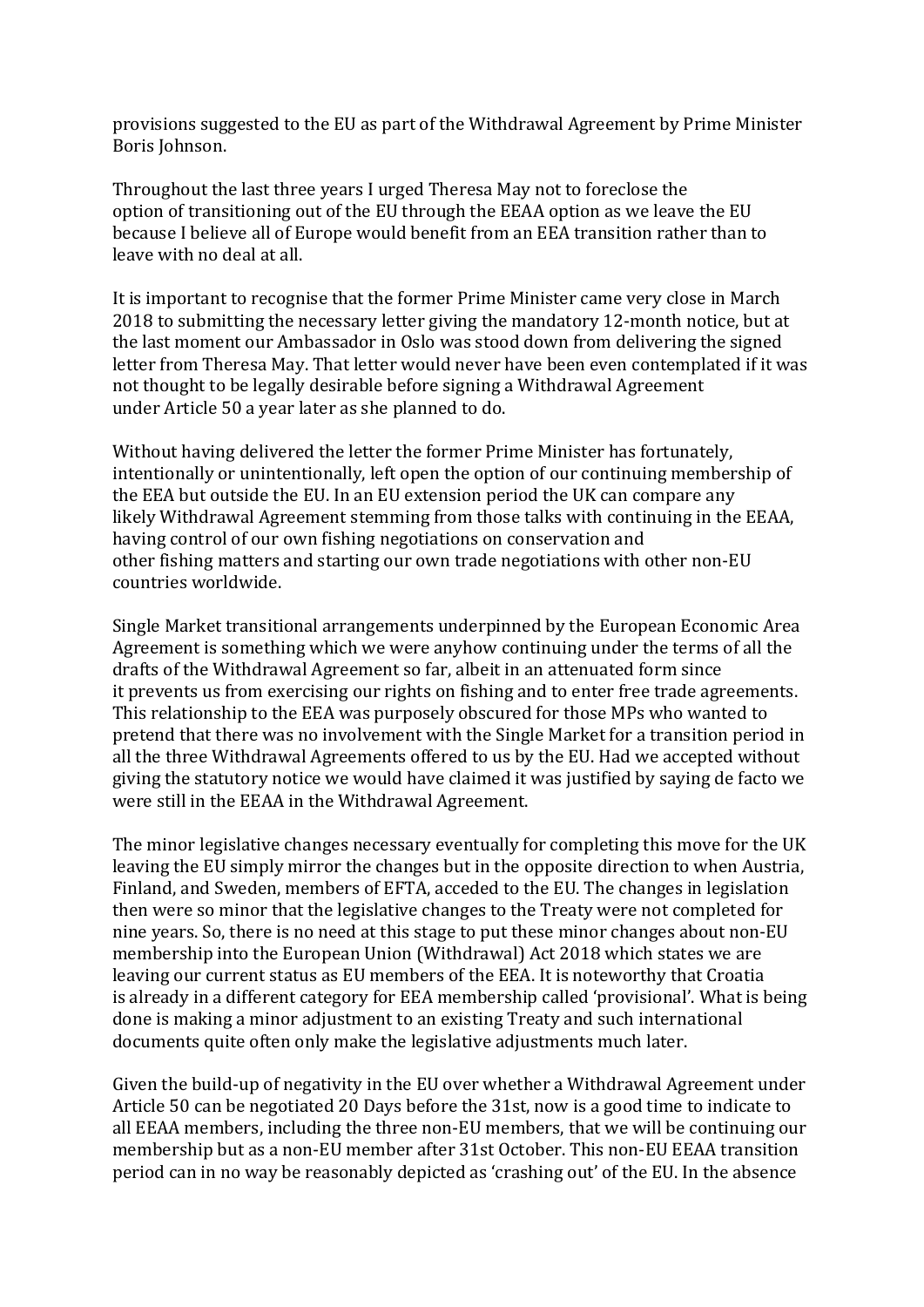provisions suggested to the EU as part of the Withdrawal Agreement by Prime Minister Boris Johnson.

Throughout the last three years I urged Theresa May not to foreclose the option of transitioning out of the EU through the EEAA option as we leave the EU because I believe all of Europe would benefit from an EEA transition rather than to leave with no deal at all.

It is important to recognise that the former Prime Minister came very close in March 2018 to submitting the necessary letter giving the mandatory 12-month notice, but at the last moment our Ambassador in Oslo was stood down from delivering the signed letter from Theresa May. That letter would never have been even contemplated if it was not thought to be legally desirable before signing a Withdrawal Agreement under Article 50 a year later as she planned to do.

Without having delivered the letter the former Prime Minister has fortunately, intentionally or unintentionally, left open the option of our continuing membership of the EEA but outside the EU. In an EU extension period the UK can compare any likely Withdrawal Agreement stemming from those talks with continuing in the EEAA, having control of our own fishing negotiations on conservation and other fishing matters and starting our own trade negotiations with other non-EU countries worldwide.

Single Market transitional arrangements underpinned by the European Economic Area Agreement is something which we were anyhow continuing under the terms of all the drafts of the Withdrawal Agreement so far, albeit in an attenuated form since it prevents us from exercising our rights on fishing and to enter free trade agreements. This relationship to the EEA was purposely obscured for those MPs who wanted to pretend that there was no involvement with the Single Market for a transition period in all the three Withdrawal Agreements offered to us by the EU. Had we accepted without giving the statutory notice we would have claimed it was justified by saying de facto we were still in the EEAA in the Withdrawal Agreement.

The minor legislative changes necessary eventually for completing this move for the UK leaving the EU simply mirror the changes but in the opposite direction to when Austria, Finland, and Sweden, members of EFTA, acceded to the EU. The changes in legislation then were so minor that the legislative changes to the Treaty were not completed for nine years. So, there is no need at this stage to put these minor changes about non-EU membership into the European Union (Withdrawal) Act 2018 which states we are leaving our current status as EU members of the EEA. It is noteworthy that Croatia is already in a different category for EEA membership called 'provisional'. What is being done is making a minor adjustment to an existing Treaty and such international documents quite often only make the legislative adjustments much later.

Given the build-up of negativity in the EU over whether a Withdrawal Agreement under Article 50 can be negotiated 20 Days before the 31st, now is a good time to indicate to all EEAA members, including the three non-EU members, that we will be continuing our membership but as a non-EU member after 31st October. This non-EU EEAA transition period can in no way be reasonably depicted as 'crashing out' of the EU. In the absence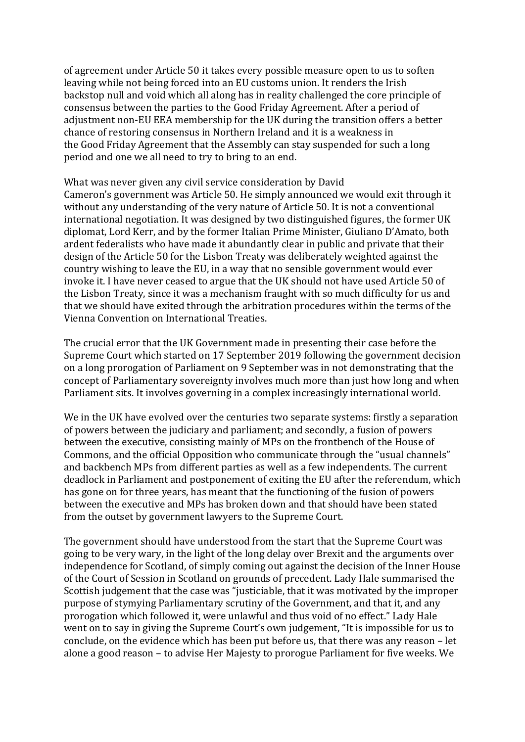of agreement under Article 50 it takes every possible measure open to us to soften leaving while not being forced into an EU customs union. It renders the Irish backstop null and void which all along has in reality challenged the core principle of consensus between the parties to the Good Friday Agreement. After a period of adjustment non-EU EEA membership for the UK during the transition offers a better chance of restoring consensus in Northern Ireland and it is a weakness in the Good Friday Agreement that the Assembly can stay suspended for such a long period and one we all need to try to bring to an end.

What was never given any civil service consideration by David Cameron's government was Article 50. He simply announced we would exit through it without any understanding of the very nature of Article 50. It is not a conventional international negotiation. It was designed by two distinguished figures, the former UK diplomat, Lord Kerr, and by the former Italian Prime Minister, Giuliano D'Amato, both ardent federalists who have made it abundantly clear in public and private that their design of the Article 50 for the Lisbon Treaty was deliberately weighted against the country wishing to leave the EU, in a way that no sensible government would ever invoke it. I have never ceased to argue that the UK should not have used Article 50 of the Lisbon Treaty, since it was a mechanism fraught with so much difficulty for us and that we should have exited through the arbitration procedures within the terms of the Vienna Convention on International Treaties.

The crucial error that the UK Government made in presenting their case before the Supreme Court which started on 17 September 2019 following the government decision on a long prorogation of Parliament on 9 September was in not demonstrating that the concept of Parliamentary sovereignty involves much more than just how long and when Parliament sits. It involves governing in a complex increasingly international world.

We in the UK have evolved over the centuries two separate systems: firstly a separation of powers between the judiciary and parliament; and secondly, a fusion of powers between the executive, consisting mainly of MPs on the frontbench of the House of Commons, and the official Opposition who communicate through the "usual channels" and backbench MPs from different parties as well as a few independents. The current deadlock in Parliament and postponement of exiting the EU after the referendum, which has gone on for three years, has meant that the functioning of the fusion of powers between the executive and MPs has broken down and that should have been stated from the outset by government lawyers to the Supreme Court.

The government should have understood from the start that the Supreme Court was going to be very wary, in the light of the long delay over Brexit and the arguments over independence for Scotland, of simply coming out against the decision of the Inner House of the Court of Session in Scotland on grounds of precedent. Lady Hale summarised the Scottish judgement that the case was "justiciable, that it was motivated by the improper purpose of stymying Parliamentary scrutiny of the Government, and that it, and any prorogation which followed it, were unlawful and thus void of no effect." Lady Hale went on to say in giving the Supreme Court's own judgement, "It is impossible for us to conclude, on the evidence which has been put before us, that there was any reason – let alone a good reason – to advise Her Majesty to prorogue Parliament for five weeks. We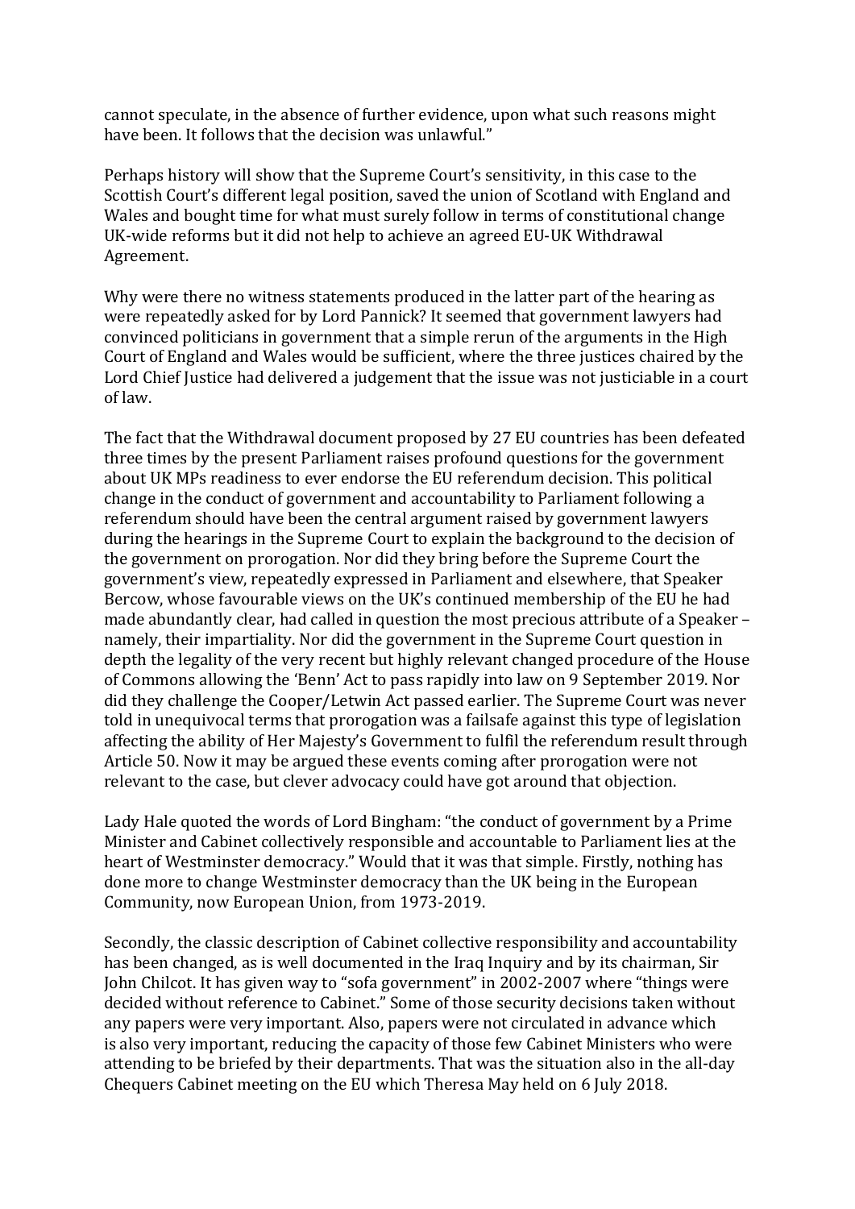cannot speculate, in the absence of further evidence, upon what such reasons might have been. It follows that the decision was unlawful."

Perhaps history will show that the Supreme Court's sensitivity, in this case to the Scottish Court's different legal position, saved the union of Scotland with England and Wales and bought time for what must surely follow in terms of constitutional change UK-wide reforms but it did not help to achieve an agreed EU-UK Withdrawal Agreement.

Why were there no witness statements produced in the latter part of the hearing as were repeatedly asked for by Lord Pannick? It seemed that government lawyers had convinced politicians in government that a simple rerun of the arguments in the High Court of England and Wales would be sufficient, where the three justices chaired by the Lord Chief Justice had delivered a judgement that the issue was not justiciable in a court of law.

The fact that the Withdrawal document proposed by 27 EU countries has been defeated three times by the present Parliament raises profound questions for the government about UK MPs readiness to ever endorse the EU referendum decision. This political change in the conduct of government and accountability to Parliament following a referendum should have been the central argument raised by government lawyers during the hearings in the Supreme Court to explain the background to the decision of the government on prorogation. Nor did they bring before the Supreme Court the government's view, repeatedly expressed in Parliament and elsewhere, that Speaker Bercow, whose favourable views on the UK's continued membership of the EU he had made abundantly clear, had called in question the most precious attribute of a Speaker – namely, their impartiality. Nor did the government in the Supreme Court question in depth the legality of the very recent but highly relevant changed procedure of the House of Commons allowing the 'Benn' Act to pass rapidly into law on 9 September 2019. Nor did they challenge the Cooper/Letwin Act passed earlier. The Supreme Court was never told in unequivocal terms that prorogation was a failsafe against this type of legislation affecting the ability of Her Majesty's Government to fulfil the referendum result through Article 50. Now it may be argued these events coming after prorogation were not relevant to the case, but clever advocacy could have got around that objection.

Lady Hale quoted the words of Lord Bingham: "the conduct of government by a Prime Minister and Cabinet collectively responsible and accountable to Parliament lies at the heart of Westminster democracy." Would that it was that simple. Firstly, nothing has done more to change Westminster democracy than the UK being in the European Community, now European Union, from 1973-2019.

Secondly, the classic description of Cabinet collective responsibility and accountability has been changed, as is well documented in the Iraq Inquiry and by its chairman, Sir John Chilcot. It has given way to "sofa government" in 2002-2007 where "things were decided without reference to Cabinet." Some of those security decisions taken without any papers were very important. Also, papers were not circulated in advance which is also very important, reducing the capacity of those few Cabinet Ministers who were attending to be briefed by their departments. That was the situation also in the all-day Chequers Cabinet meeting on the EU which Theresa May held on 6 July 2018.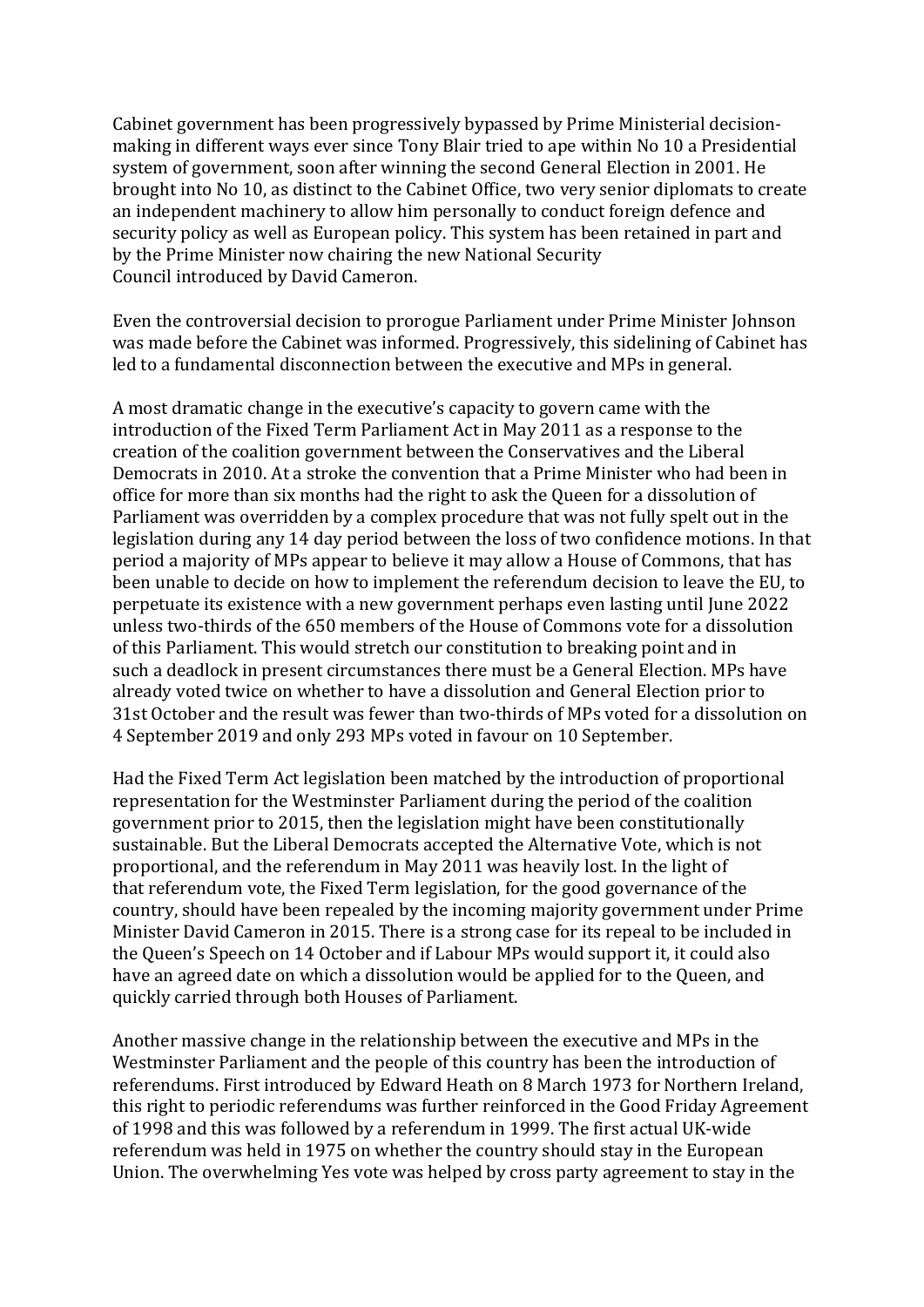Cabinet government has been progressively bypassed by Prime Ministerial decision-making in different ways ever since Tony Blair tried to ape within No 10 a Presidential system of government, soon after winning the second General Election in 2001. He brought into No 10, as distinct to the Cabinet Office, two very senior diplomats to create an independent machinery to allow him personally to conduct foreign defence and security policy as well as European policy. This system has been retained in part and by the Prime Minister now chairing the new National Security Council introduced by David Cameron.

Even the controversial decision to prorogue Parliament under Prime Minister Johnson was made before the Cabinet was informed. Progressively, this sidelining of Cabinet has led to a fundamental disconnection between the executive and MPs in general.

A most dramatic change in the executive's capacity to govern came with the introduction of the Fixed Term Parliament Act in May 2011 as a response to the creation of the coalition government between the Conservatives and the Liberal Democrats in 2010. At a stroke the convention that a Prime Minister who had been in office for more than six months had the right to ask the Queen for a dissolution of Parliament was overridden by a complex procedure that was not fully spelt out in the legislation during any 14 day period between the loss of two confidence motions. In that period a majority of MPs appear to believe it may allow a House of Commons, that has been unable to decide on how to implement the referendum decision to leave the EU, to perpetuate its existence with a new government perhaps even lasting until June 2022 unless two-thirds of the 650 members of the House of Commons vote for a dissolution of this Parliament. This would stretch our constitution to breaking point and in such a deadlock in present circumstances there must be a General Election. MPs have already voted twice on whether to have a dissolution and General Election prior to 31st October and the result was fewer than two-thirds of MPs voted for a dissolution on 4 September 2019 and only 293 MPs voted in favour on 10 September.

Had the Fixed Term Act legislation been matched by the introduction of proportional representation for the Westminster Parliament during the period of the coalition government prior to 2015, then the legislation might have been constitutionally sustainable. But the Liberal Democrats accepted the Alternative Vote, which is not proportional, and the referendum in May 2011 was heavily lost. In the light of that referendum vote, the Fixed Term legislation, for the good governance of the country, should have been repealed by the incoming majority government under Prime Minister David Cameron in 2015. There is a strong case for its repeal to be included in the Queen's Speech on 14 October and if Labour MPs would support it, it could also have an agreed date on which a dissolution would be applied for to the Queen, and quickly carried through both Houses of Parliament.

Another massive change in the relationship between the executive and MPs in the Westminster Parliament and the people of this country has been the introduction of referendums. First introduced by Edward Heath on 8 March 1973 for Northern Ireland, this right to periodic referendums was further reinforced in the Good Friday Agreement of 1998 and this was followed by a referendum in 1999. The first actual UK-wide referendum was held in 1975 on whether the country should stay in the European Union. The overwhelming Yes vote was helped by cross party agreement to stay in the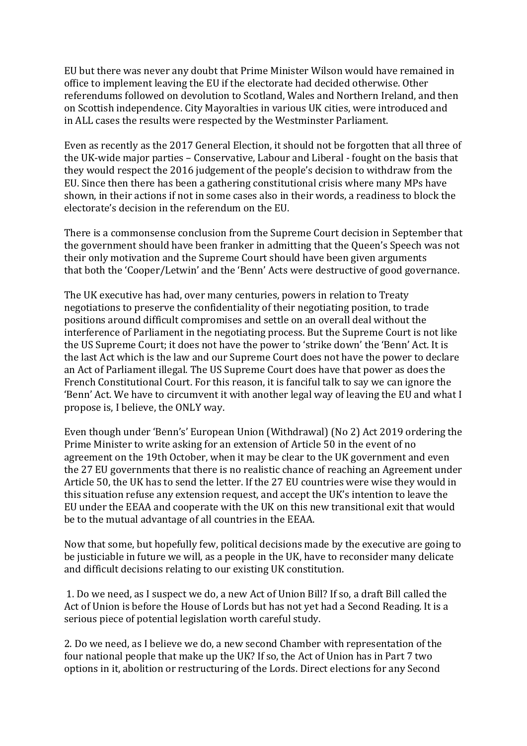EU but there was never any doubt that Prime Minister Wilson would have remained in office to implement leaving the EU if the electorate had decided otherwise. Other referendums followed on devolution to Scotland, Wales and Northern Ireland, and then on Scottish independence. City Mayoralties in various UK cities, were introduced and in ALL cases the results were respected by the Westminster Parliament.

Even as recently as the 2017 General Election, it should not be forgotten that all three of the UK-wide major parties – Conservative, Labour and Liberal - fought on the basis that they would respect the 2016 judgement of the people's decision to withdraw from the EU. Since then there has been a gathering constitutional crisis where many MPs have shown, in their actions if not in some cases also in their words, a readiness to block the electorate's decision in the referendum on the EU.

There is a commonsense conclusion from the Supreme Court decision in September that the government should have been franker in admitting that the Queen's Speech was not their only motivation and the Supreme Court should have been given arguments that both the 'Cooper/Letwin' and the 'Benn' Acts were destructive of good governance.

The UK executive has had, over many centuries, powers in relation to Treaty negotiations to preserve the confidentiality of their negotiating position, to trade positions around difficult compromises and settle on an overall deal without the interference of Parliament in the negotiating process. But the Supreme Court is not like the US Supreme Court; it does not have the power to 'strike down' the 'Benn' Act. It is the last Act which is the law and our Supreme Court does not have the power to declare an Act of Parliament illegal. The US Supreme Court does have that power as does the French Constitutional Court. For this reason, it is fanciful talk to say we can ignore the 'Benn' Act. We have to circumvent it with another legal way of leaving the EU and what I propose is, I believe, the ONLY way.

Even though under 'Benn's' European Union (Withdrawal) (No 2) Act 2019 ordering the Prime Minister to write asking for an extension of Article 50 in the event of no agreement on the 19th October, when it may be clear to the UK government and even the 27 EU governments that there is no realistic chance of reaching an Agreement under Article 50, the UK has to send the letter. If the 27 EU countries were wise they would in this situation refuse any extension request, and accept the UK's intention to leave the EU under the EEAA and cooperate with the UK on this new transitional exit that would be to the mutual advantage of all countries in the EEAA.

Now that some, but hopefully few, political decisions made by the executive are going to be justiciable in future we will, as a people in the UK, have to reconsider many delicate and difficult decisions relating to our existing UK constitution.

1. Do we need, as I suspect we do, a new Act of Union Bill? If so, a draft Bill called the Act of Union is before the House of Lords but has not yet had a Second Reading. It is a serious piece of potential legislation worth careful study.

2. Do we need, as I believe we do, a new second Chamber with representation of the four national people that make up the UK? If so, the Act of Union has in Part 7 two options in it, abolition or restructuring of the Lords. Direct elections for any Second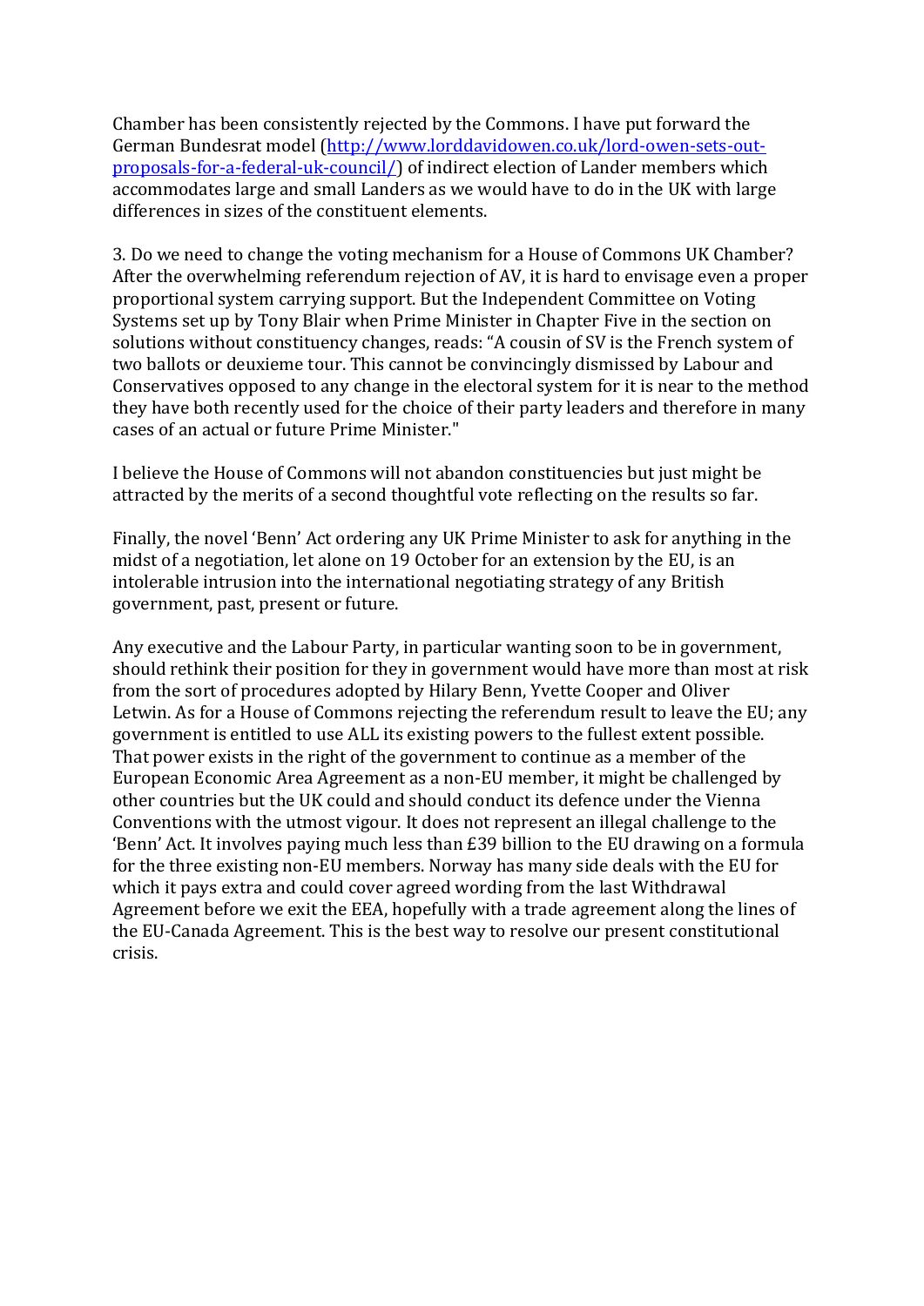Chamber has been consistently rejected by the Commons. I have put forward the German Bundesrat model ([http://www.lorddavidowen.co.uk/lord-owen-sets-out-proposals-for-a-federal-uk-council/](http://www.lorddavidowen.co.uk/lord-owen-sets-out-proposals-for-a-federal-uk-council/)) of indirect election of Lander members which accommodates large and small Landers as we would have to do in the UK with large differences in sizes of the constituent elements.

3. Do we need to change the voting mechanism for a House of Commons UK Chamber? After the overwhelming referendum rejection of AV, it is hard to envisage even a proper proportional system carrying support. But the Independent Committee on Voting Systems set up by Tony Blair when Prime Minister in Chapter Five in the section on solutions without constituency changes, reads: "A cousin of SV is the French system of two ballots or deuxieme tour. This cannot be convincingly dismissed by Labour and Conservatives opposed to any change in the electoral system for it is near to the method they have both recently used for the choice of their party leaders and therefore in many cases of an actual or future Prime Minister."

I believe the House of Commons will not abandon constituencies but just might be attracted by the merits of a second thoughtful vote reflecting on the results so far.

Finally, the novel 'Benn' Act ordering any UK Prime Minister to ask for anything in the midst of a negotiation, let alone on 19 October for an extension by the EU, is an intolerable intrusion into the international negotiating strategy of any British government, past, present or future.

Any executive and the Labour Party, in particular wanting soon to be in government, should rethink their position for they in government would have more than most at risk from the sort of procedures adopted by Hilary Benn, Yvette Cooper and Oliver Letwin. As for a House of Commons rejecting the referendum result to leave the EU; any government is entitled to use ALL its existing powers to the fullest extent possible. That power exists in the right of the government to continue as a member of the European Economic Area Agreement as a non-EU member, it might be challenged by other countries but the UK could and should conduct its defence under the Vienna Conventions with the utmost vigour. It does not represent an illegal challenge to the 'Benn' Act. It involves paying much less than £39 billion to the EU drawing on a formula for the three existing non-EU members. Norway has many side deals with the EU for which it pays extra and could cover agreed wording from the last Withdrawal Agreement before we exit the EEA, hopefully with a trade agreement along the lines of the EU-Canada Agreement. This is the best way to resolve our present constitutional crisis.